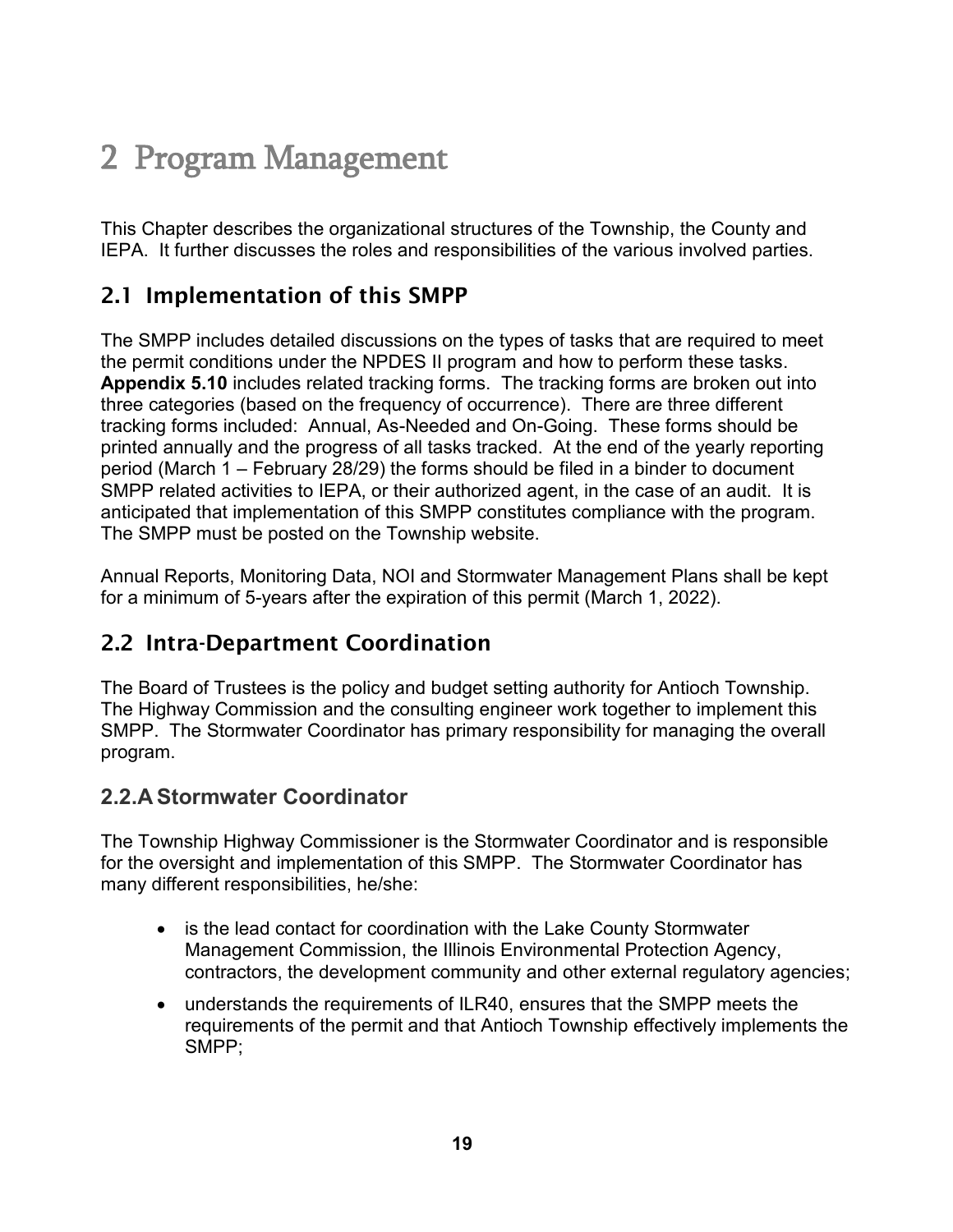# 2 Program Management

This Chapter describes the organizational structures of the Township, the County and IEPA. It further discusses the roles and responsibilities of the various involved parties.

## 2.1 Implementation of this SMPP

The SMPP includes detailed discussions on the types of tasks that are required to meet the permit conditions under the NPDES II program and how to perform these tasks. **Appendix 5.10** includes related tracking forms. The tracking forms are broken out into three categories (based on the frequency of occurrence). There are three different tracking forms included: Annual, As-Needed and On-Going. These forms should be printed annually and the progress of all tasks tracked. At the end of the yearly reporting period (March 1 – February 28/29) the forms should be filed in a binder to document SMPP related activities to IEPA, or their authorized agent, in the case of an audit. It is anticipated that implementation of this SMPP constitutes compliance with the program. The SMPP must be posted on the Township website.

Annual Reports, Monitoring Data, NOI and Stormwater Management Plans shall be kept for a minimum of 5-years after the expiration of this permit (March 1, 2022).

## 2.2 Intra-Department Coordination

The Board of Trustees is the policy and budget setting authority for Antioch Township. The Highway Commission and the consulting engineer work together to implement this SMPP. The Stormwater Coordinator has primary responsibility for managing the overall program.

### 2.2.A Stormwater Coordinator

The Township Highway Commissioner is the Stormwater Coordinator and is responsible for the oversight and implementation of this SMPP. The Stormwater Coordinator has many different responsibilities, he/she:

- is the lead contact for coordination with the Lake County Stormwater Management Commission, the Illinois Environmental Protection Agency, contractors, the development community and other external regulatory agencies;
- understands the requirements of ILR40, ensures that the SMPP meets the requirements of the permit and that Antioch Township effectively implements the SMPP;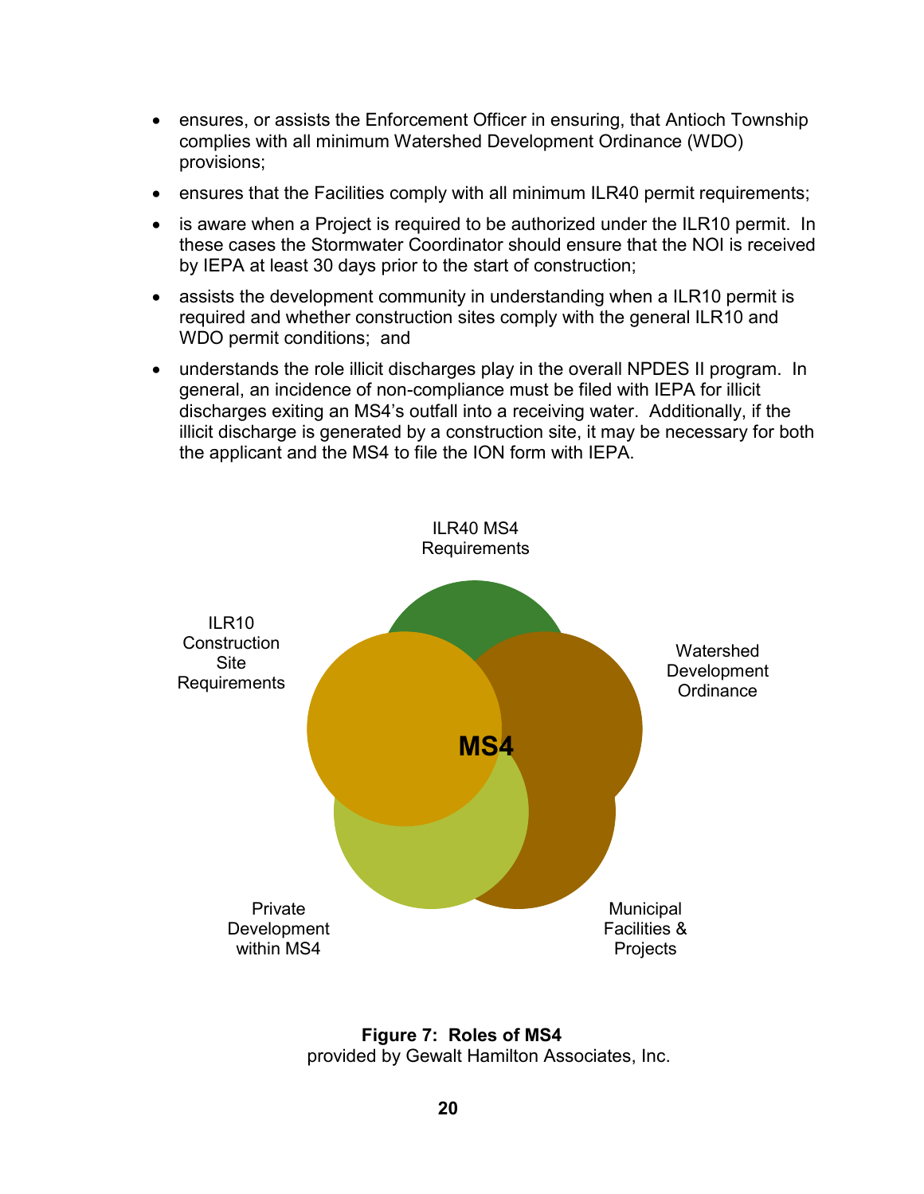- ensures, or assists the Enforcement Officer in ensuring, that Antioch Township complies with all minimum Watershed Development Ordinance (WDO) provisions;
- ensures that the Facilities comply with all minimum ILR40 permit requirements;
- is aware when a Project is required to be authorized under the ILR10 permit. In these cases the Stormwater Coordinator should ensure that the NOI is received by IEPA at least 30 days prior to the start of construction;
- assists the development community in understanding when a ILR10 permit is required and whether construction sites comply with the general ILR10 and WDO permit conditions; and
- understands the role illicit discharges play in the overall NPDES II program. In general, an incidence of non-compliance must be filed with IEPA for illicit discharges exiting an MS4's outfall into a receiving water. Additionally, if the illicit discharge is generated by a construction site, it may be necessary for both the applicant and the MS4 to file the ION form with IEPA.

ILR40 MS4 Requirements

ILR10 Construction Site Requirements

Watershed Development Ordinance

**MS4**

Private Development within MS4

Municipal Facilities & Projects

**Figure 7: Roles of MS4**
provided by Gewalt Hamilton Associates, Inc.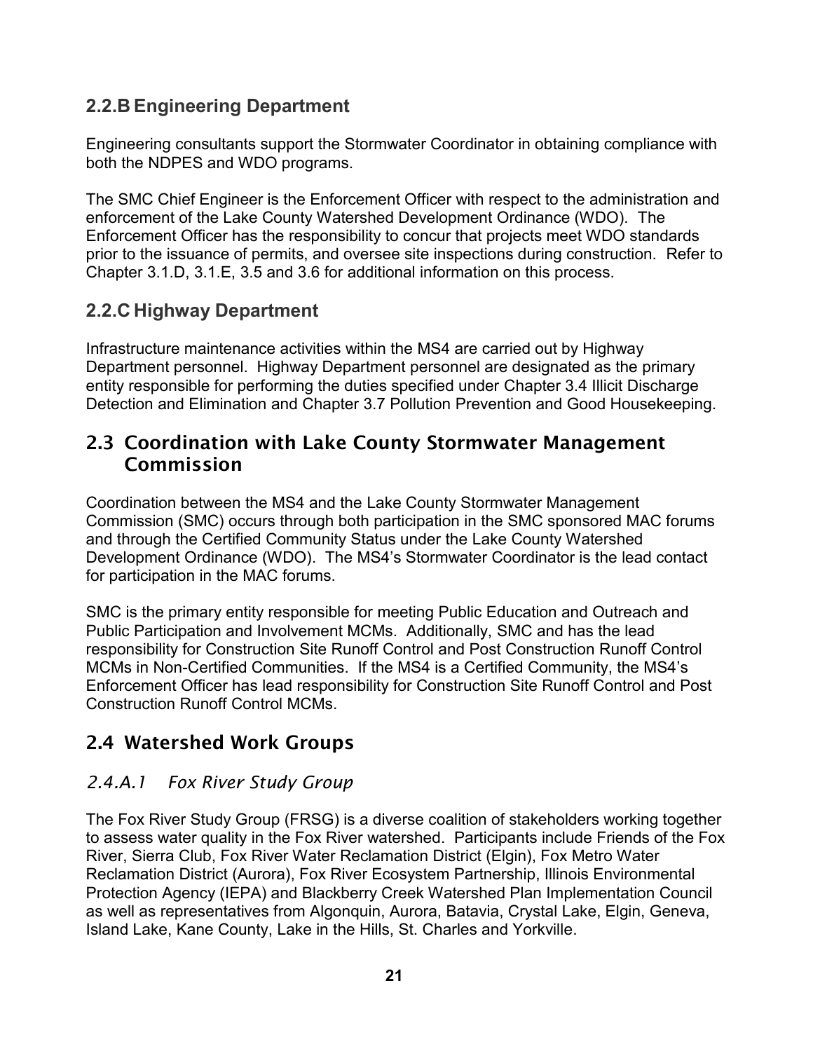### 2.2.B Engineering Department

Engineering consultants support the Stormwater Coordinator in obtaining compliance with both the NDPES and WDO programs.

The SMC Chief Engineer is the Enforcement Officer with respect to the administration and enforcement of the Lake County Watershed Development Ordinance (WDO). The Enforcement Officer has the responsibility to concur that projects meet WDO standards prior to the issuance of permits, and oversee site inspections during construction. Refer to Chapter 3.1.D, 3.1.E, 3.5 and 3.6 for additional information on this process.

### 2.2.C Highway Department

Infrastructure maintenance activities within the MS4 are carried out by Highway Department personnel. Highway Department personnel are designated as the primary entity responsible for performing the duties specified under Chapter 3.4 Illicit Discharge Detection and Elimination and Chapter 3.7 Pollution Prevention and Good Housekeeping.

## 2.3 Coordination with Lake County Stormwater Management Commission

Coordination between the MS4 and the Lake County Stormwater Management Commission (SMC) occurs through both participation in the SMC sponsored MAC forums and through the Certified Community Status under the Lake County Watershed Development Ordinance (WDO). The MS4's Stormwater Coordinator is the lead contact for participation in the MAC forums.

SMC is the primary entity responsible for meeting Public Education and Outreach and Public Participation and Involvement MCMs. Additionally, SMC and has the lead responsibility for Construction Site Runoff Control and Post Construction Runoff Control MCMs in Non-Certified Communities. If the MS4 is a Certified Community, the MS4's Enforcement Officer has lead responsibility for Construction Site Runoff Control and Post Construction Runoff Control MCMs.

## 2.4 Watershed Work Groups

#### *2.4.A.1 Fox River Study Group*

The Fox River Study Group (FRSG) is a diverse coalition of stakeholders working together to assess water quality in the Fox River watershed. Participants include Friends of the Fox River, Sierra Club, Fox River Water Reclamation District (Elgin), Fox Metro Water Reclamation District (Aurora), Fox River Ecosystem Partnership, Illinois Environmental Protection Agency (IEPA) and Blackberry Creek Watershed Plan Implementation Council as well as representatives from Algonquin, Aurora, Batavia, Crystal Lake, Elgin, Geneva, Island Lake, Kane County, Lake in the Hills, St. Charles and Yorkville.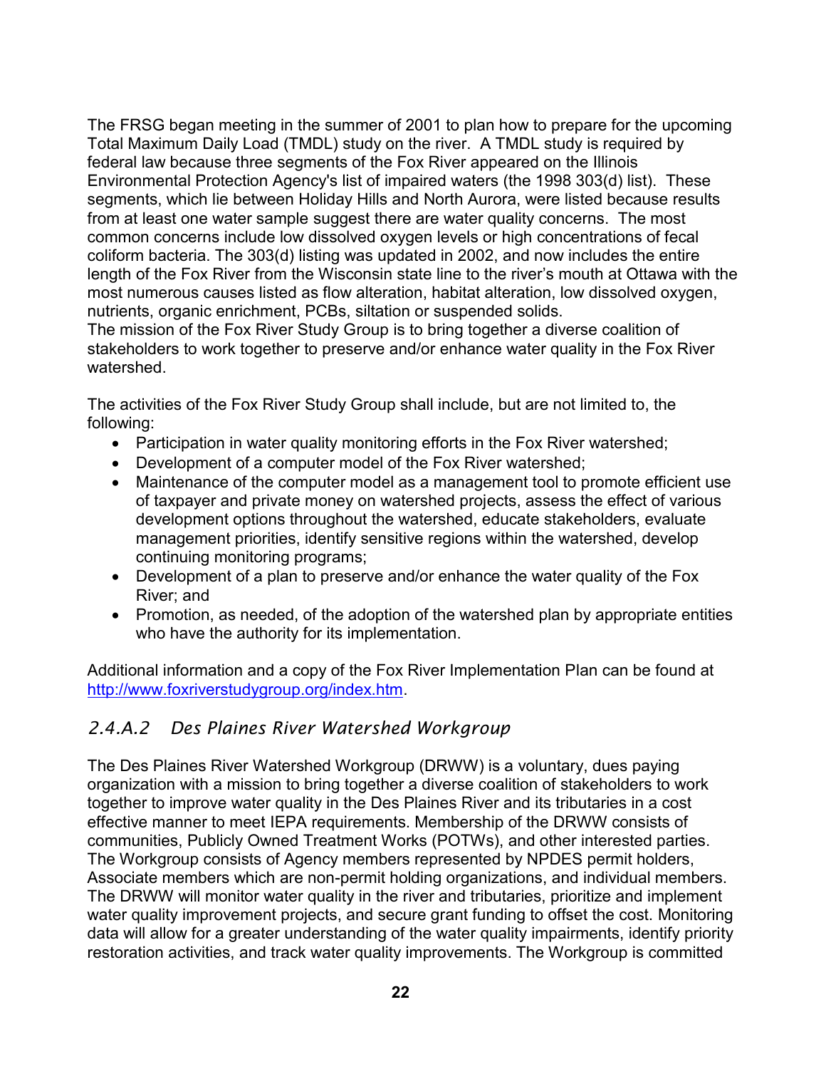The FRSG began meeting in the summer of 2001 to plan how to prepare for the upcoming Total Maximum Daily Load (TMDL) study on the river. A TMDL study is required by federal law because three segments of the Fox River appeared on the Illinois Environmental Protection Agency's list of impaired waters (the 1998 303(d) list). These segments, which lie between Holiday Hills and North Aurora, were listed because results from at least one water sample suggest there are water quality concerns. The most common concerns include low dissolved oxygen levels or high concentrations of fecal coliform bacteria. The 303(d) listing was updated in 2002, and now includes the entire length of the Fox River from the Wisconsin state line to the river's mouth at Ottawa with the most numerous causes listed as flow alteration, habitat alteration, low dissolved oxygen, nutrients, organic enrichment, PCBs, siltation or suspended solids.
The mission of the Fox River Study Group is to bring together a diverse coalition of stakeholders to work together to preserve and/or enhance water quality in the Fox River watershed.

The activities of the Fox River Study Group shall include, but are not limited to, the following:

- Participation in water quality monitoring efforts in the Fox River watershed;
- Development of a computer model of the Fox River watershed;
- Maintenance of the computer model as a management tool to promote efficient use of taxpayer and private money on watershed projects, assess the effect of various development options throughout the watershed, educate stakeholders, evaluate management priorities, identify sensitive regions within the watershed, develop continuing monitoring programs;
- Development of a plan to preserve and/or enhance the water quality of the Fox River; and
- Promotion, as needed, of the adoption of the watershed plan by appropriate entities who have the authority for its implementation.

Additional information and a copy of the Fox River Implementation Plan can be found at http://www.foxriverstudygroup.org/index.htm.

### *2.4.A.2 Des Plaines River Watershed Workgroup*

The Des Plaines River Watershed Workgroup (DRWW) is a voluntary, dues paying organization with a mission to bring together a diverse coalition of stakeholders to work together to improve water quality in the Des Plaines River and its tributaries in a cost effective manner to meet IEPA requirements. Membership of the DRWW consists of communities, Publicly Owned Treatment Works (POTWs), and other interested parties. The Workgroup consists of Agency members represented by NPDES permit holders, Associate members which are non-permit holding organizations, and individual members. The DRWW will monitor water quality in the river and tributaries, prioritize and implement water quality improvement projects, and secure grant funding to offset the cost. Monitoring data will allow for a greater understanding of the water quality impairments, identify priority restoration activities, and track water quality improvements. The Workgroup is committed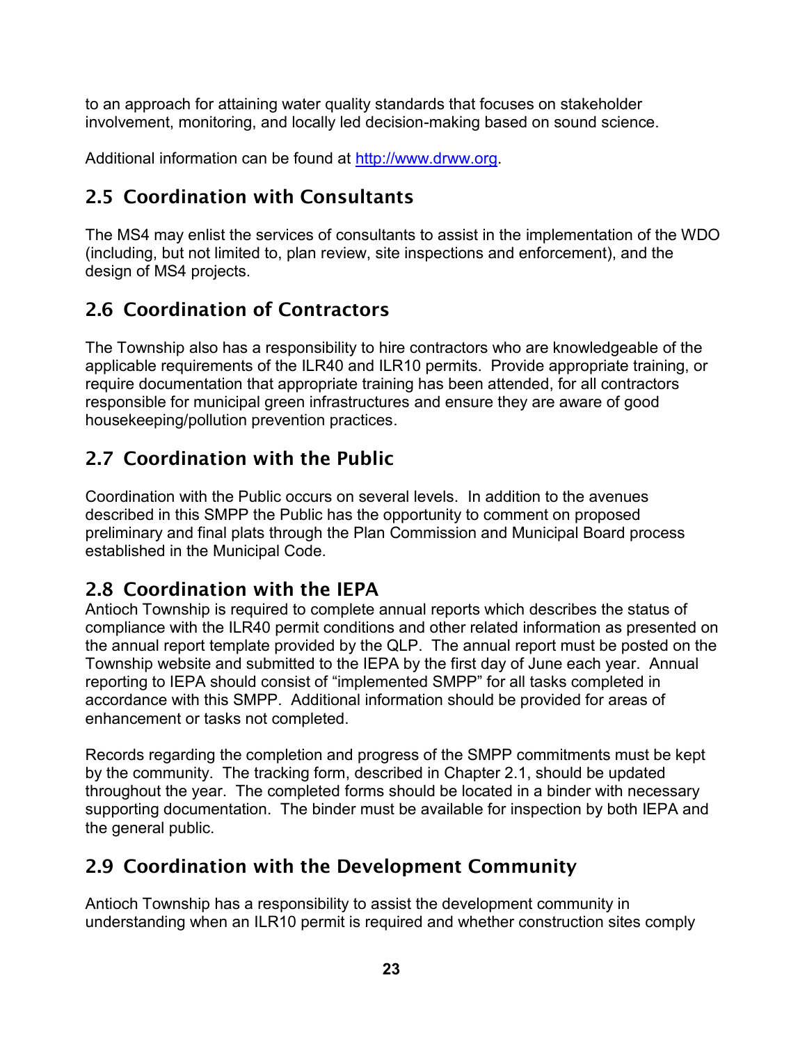to an approach for attaining water quality standards that focuses on stakeholder involvement, monitoring, and locally led decision-making based on sound science.

Additional information can be found at [http://www.drww.org](http://www.drww.org).

## 2.5 Coordination with Consultants

The MS4 may enlist the services of consultants to assist in the implementation of the WDO (including, but not limited to, plan review, site inspections and enforcement), and the design of MS4 projects.

## 2.6 Coordination of Contractors

The Township also has a responsibility to hire contractors who are knowledgeable of the applicable requirements of the ILR40 and ILR10 permits. Provide appropriate training, or require documentation that appropriate training has been attended, for all contractors responsible for municipal green infrastructures and ensure they are aware of good housekeeping/pollution prevention practices.

## 2.7 Coordination with the Public

Coordination with the Public occurs on several levels. In addition to the avenues described in this SMPP the Public has the opportunity to comment on proposed preliminary and final plats through the Plan Commission and Municipal Board process established in the Municipal Code.

## 2.8 Coordination with the IEPA

Antioch Township is required to complete annual reports which describes the status of compliance with the ILR40 permit conditions and other related information as presented on the annual report template provided by the QLP. The annual report must be posted on the Township website and submitted to the IEPA by the first day of June each year. Annual reporting to IEPA should consist of "implemented SMPP" for all tasks completed in accordance with this SMPP. Additional information should be provided for areas of enhancement or tasks not completed.

Records regarding the completion and progress of the SMPP commitments must be kept by the community. The tracking form, described in Chapter 2.1, should be updated throughout the year. The completed forms should be located in a binder with necessary supporting documentation. The binder must be available for inspection by both IEPA and the general public.

## 2.9 Coordination with the Development Community

Antioch Township has a responsibility to assist the development community in understanding when an ILR10 permit is required and whether construction sites comply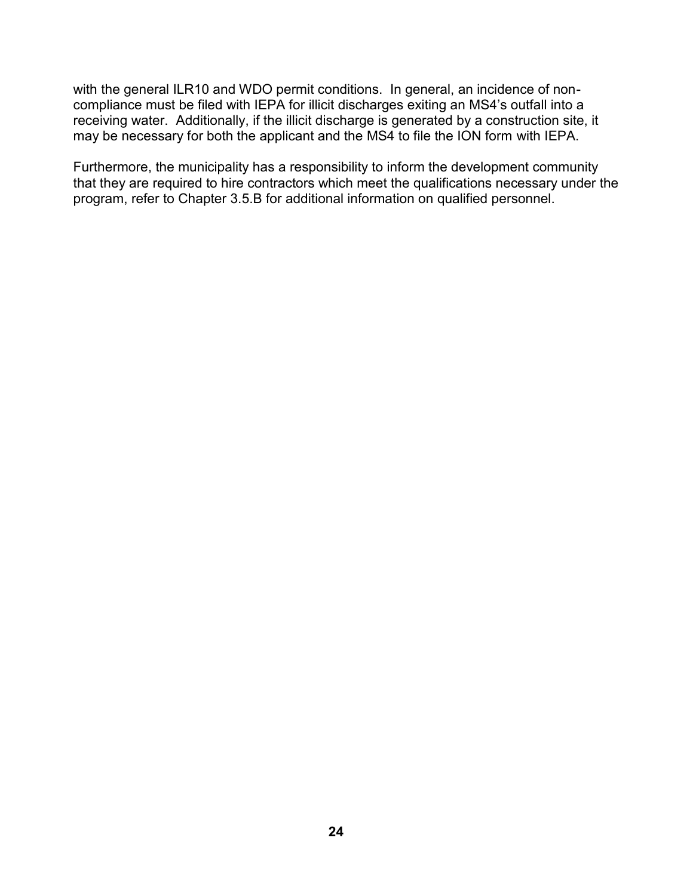with the general ILR10 and WDO permit conditions. In general, an incidence of non-compliance must be filed with IEPA for illicit discharges exiting an MS4's outfall into a receiving water. Additionally, if the illicit discharge is generated by a construction site, it may be necessary for both the applicant and the MS4 to file the ION form with IEPA.

Furthermore, the municipality has a responsibility to inform the development community that they are required to hire contractors which meet the qualifications necessary under the program, refer to Chapter 3.5.B for additional information on qualified personnel.